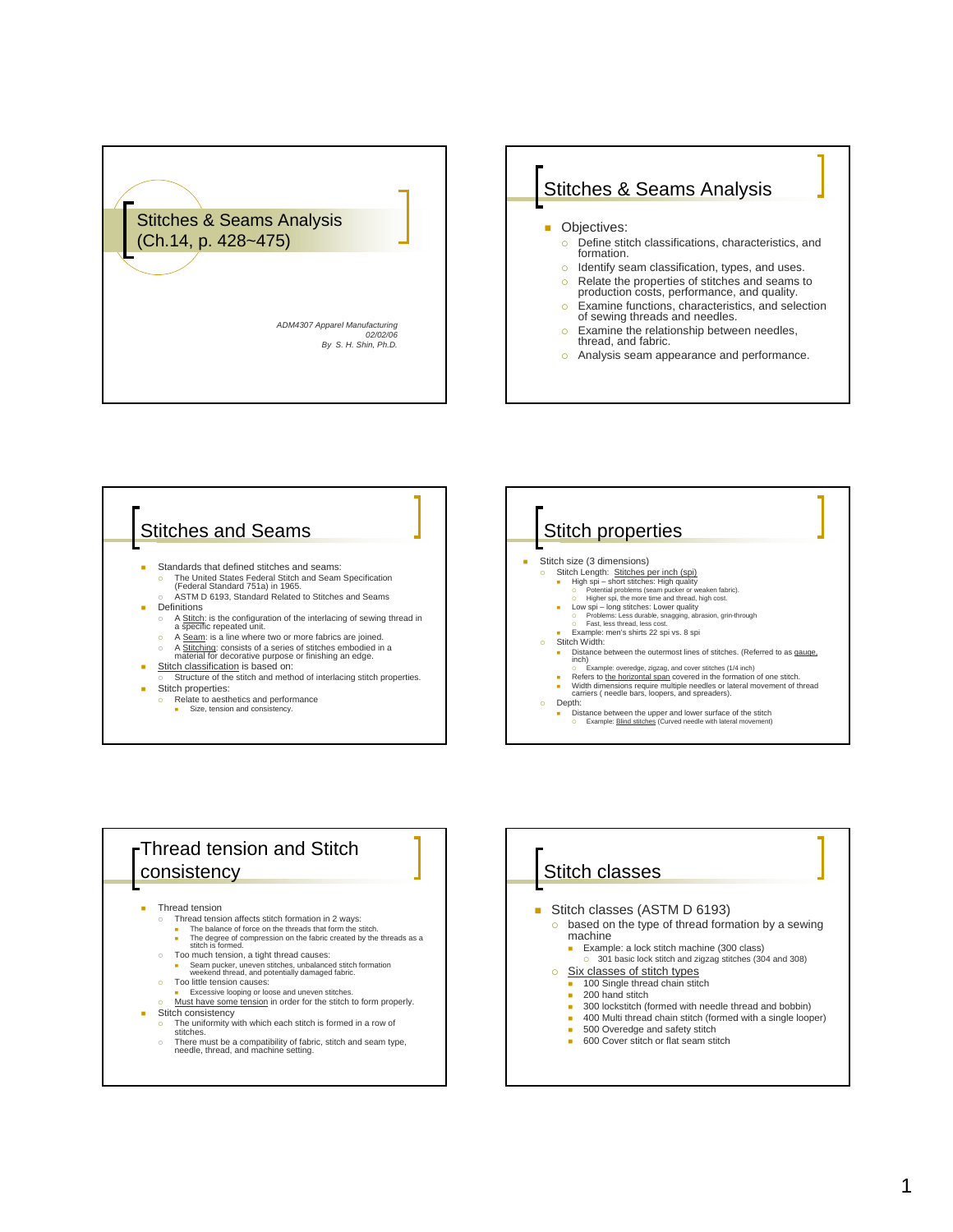# Stitches & Seams Analysis (Ch.14, p. 428~475)

*ADM4307 Apparel Manufacturing*
*02/02/06*
*By S. H. Shin, Ph.D.*

## Stitches & Seams Analysis

- Objectives:
  - Define stitch classifications, characteristics, and formation.
  - Identify seam classification, types, and uses.
  - Relate the properties of stitches and seams to production costs, performance, and quality.
  - Examine functions, characteristics, and selection of sewing threads and needles.
  - Examine the relationship between needles, thread, and fabric.
  - Analysis seam appearance and performance.

## Stitches and Seams

- Standards that defined stitches and seams:
  - The United States Federal Stitch and Seam Specification (Federal Standard 751a) in 1965.
  - ASTM D 6193, Standard Related to Stitches and Seams
- Definitions
  - A Stitch: is the configuration of the interlacing of sewing thread in a specific repeated unit.
  - A Seam: is a line where two or more fabrics are joined.
  - A Stitching: consists of a series of stitches embodied in a material for decorative purpose or finishing an edge.
- Stitch classification is based on:
  - Structure of the stitch and method of interlacing stitch properties.
- Stitch properties:
  - Relate to aesthetics and performance
    - Size, tension and consistency.

## Stitch properties

- Stitch size (3 dimensions)
  - Stitch Length: Stitches per inch (spi)
    - High spi – short stitches: High quality
      - Potential problems (seam pucker or weaken fabric).
      - Higher spi, the more time and thread, high cost.
    - Low spi – long stitches: Lower quality
      - Problems: Less durable, snagging, abrasion, grin-through
      - Fast, less thread, less cost.
    - Example: men's shirts 22 spi vs. 8 spi
  - Stitch Width:
    - Distance between the outermost lines of stitches. (Referred to as gauge, inch)
      - Example: overedge, zigzag, and cover stitches (1/4 inch)
    - Refers to the horizontal span covered in the formation of one stitch.
    - Width dimensions require multiple needles or lateral movement of thread carriers ( needle bars, loopers, and spreaders).
  - Depth:
    - Distance between the upper and lower surface of the stitch
      - Example: Blind stitches (Curved needle with lateral movement)

## Thread tension and Stitch consistency

- Thread tension
  - Thread tension affects stitch formation in 2 ways:
    - The balance of force on the threads that form the stitch.
    - The degree of compression on the fabric created by the threads as a stitch is formed.
  - Too much tension, a tight thread causes:
    - Seam pucker, uneven stitches, unbalanced stitch formation weekend thread, and potentially damaged fabric.
  - Too little tension causes:
    - Excessive looping or loose and uneven stitches.
  - Must have some tension in order for the stitch to form properly.
- Stitch consistency
  - The uniformity with which each stitch is formed in a row of stitches.
  - There must be a compatibility of fabric, stitch and seam type, needle, thread, and machine setting.

## Stitch classes

- Stitch classes (ASTM D 6193)
  - based on the type of thread formation by a sewing machine
    - Example: a lock stitch machine (300 class)
      - 301 basic lock stitch and zigzag stitches (304 and 308)
  - Six classes of stitch types
    - 100 Single thread chain stitch
    - 200 hand stitch
    - 300 lockstitch (formed with needle thread and bobbin)
    - 400 Multi thread chain stitch (formed with a single looper)
    - 500 Overedge and safety stitch
    - 600 Cover stitch or flat seam stitch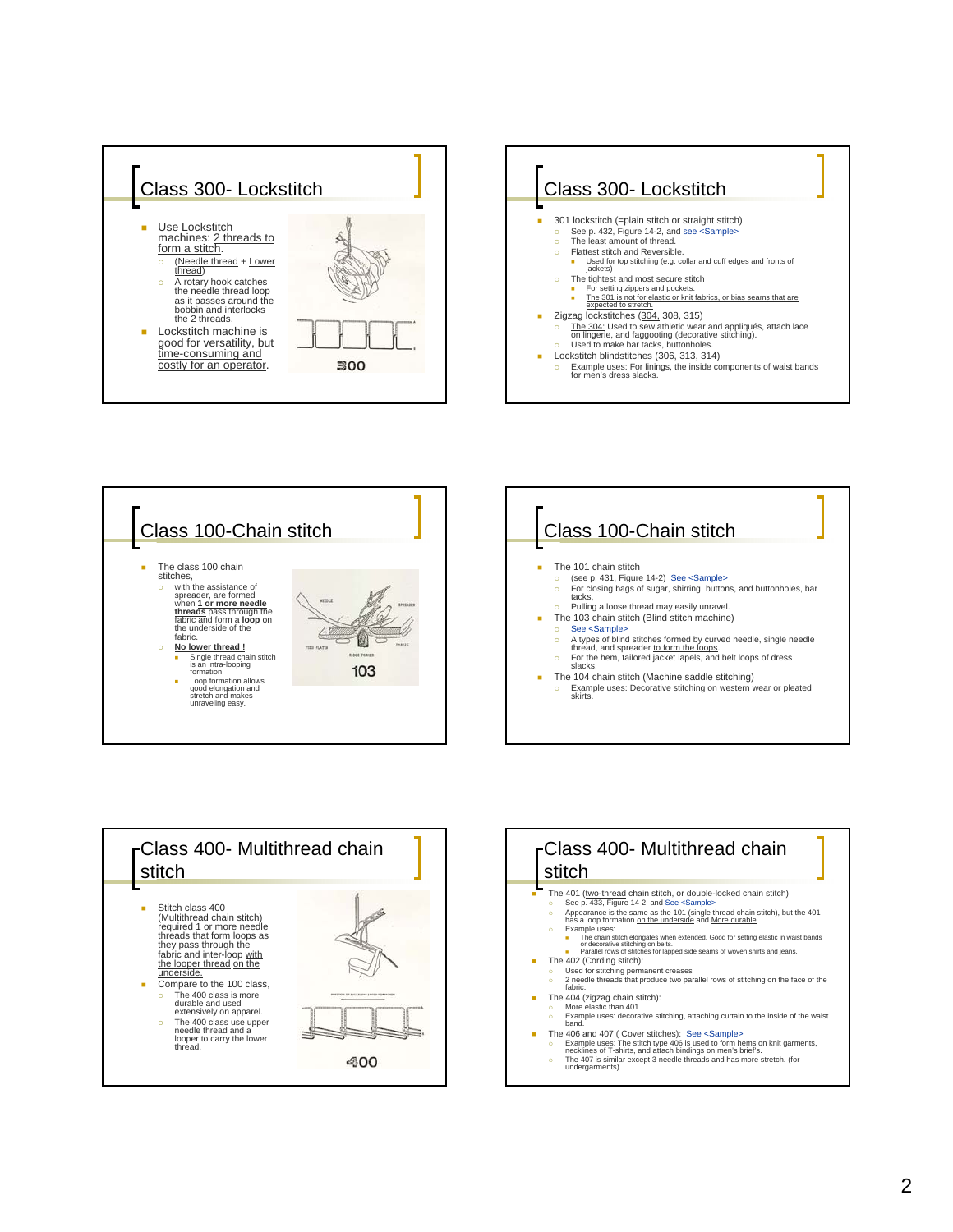## Class 300- Lockstitch

- Use Lockstitch machines: 2 threads to form a stitch.
  - (Needle thread + Lower thread)
  - A rotary hook catches the needle thread loop as it passes around the bobbin and interlocks the 2 threads.
- Lockstitch machine is good for versatility, but time-consuming and costly for an operator.

300

## Class 300- Lockstitch

- 301 lockstitch (=plain stitch or straight stitch)
  - See p. 432, Figure 14-2, and see <Sample>
  - The least amount of thread.
  - Flattest stitch and Reversible.
    - Used for top stitching (e.g. collar and cuff edges and fronts of jackets)
  - The tightest and most secure stitch
    - For setting zippers and pockets.
    - The 301 is not for elastic or knit fabrics, or bias seams that are expected to stretch.
- Zigzag lockstitches (304, 308, 315)
  - The 304: Used to sew athletic wear and appliqués, attach lace on lingerie, and faggooting (decorative stitching).
  - Used to make bar tacks, buttonholes.
- Lockstitch blindstitches (306, 313, 314)
  - Example uses: For linings, the inside components of waist bands for men's dress slacks.

## Class 100-Chain stitch

- The class 100 chain stitches,
  - with the assistance of spreader, are formed when **1 or more needle threads** pass through the fabric and form a **loop** on the underside of the fabric.
  - **No lower thread !**
    - Single thread chain stitch is an intra-looping formation.
    - Loop formation allows good elongation and stretch and makes unraveling easy.

103

## Class 100-Chain stitch

- The 101 chain stitch
  - (see p. 431, Figure 14-2) See <Sample>
  - For closing bags of sugar, shirring, buttons, and buttonholes, bar tacks.
  - Pulling a loose thread may easily unravel.
- The 103 chain stitch (Blind stitch machine)
  - See <Sample>
  - A types of blind stitches formed by curved needle, single needle thread, and spreader to form the loops.
  - For the hem, tailored jacket lapels, and belt loops of dress slacks.
- The 104 chain stitch (Machine saddle stitching)
  - Example uses: Decorative stitching on western wear or pleated skirts.

## Class 400- Multithread chain stitch

- Stitch class 400 (Multithread chain stitch) required 1 or more needle threads that form loops as they pass through the fabric and inter-loop with the looper thread on the underside.
- Compare to the 100 class,
  - The 400 class is more durable and used extensively on apparel.
  - The 400 class use upper needle thread and a looper to carry the lower thread.

400

## Class 400- Multithread chain stitch

- The 401 (two-thread chain stitch, or double-locked chain stitch)
  - See p. 433, Figure 14-2. and See <Sample>
  - Appearance is the same as the 101 (single thread chain stitch), but the 401 has a loop formation on the underside and More durable.
  - Example uses:
    - The chain stitch elongates when extended. Good for setting elastic in waist bands or decorative stitching on belts.
    - Parallel rows of stitches for lapped side seams of woven shirts and jeans.
- The 402 (Cording stitch):
  - Used for stitching permanent creases
  - 2 needle threads that produce two parallel rows of stitching on the face of the fabric.
- The 404 (zigzag chain stitch):
  - More elastic than 401.
  - Example uses: decorative stitching, attaching curtain to the inside of the waist band.
- The 406 and 407 ( Cover stitches): See <Sample>
  - Example uses: The stitch type 406 is used to form hems on knit garments, necklines of T-shirts, and attach bindings on men's brief's.
  - The 407 is similar except 3 needle threads and has more stretch. (for undergarments).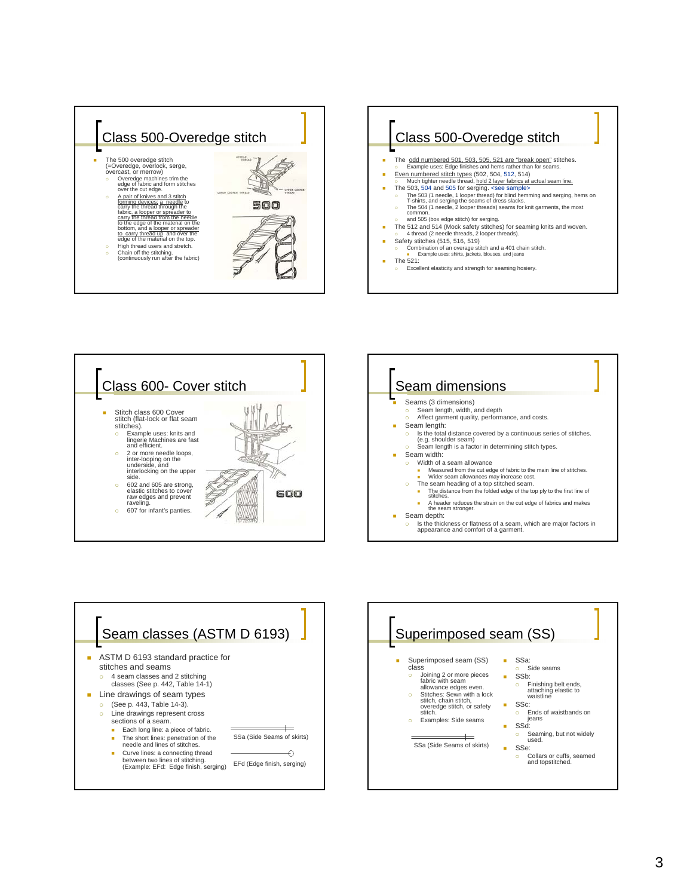## Class 500-Overedge stitch

- The 500 overedge stitch (=Overedge, overlock, serge, overcast, or merrow)
  - Overedge machines trim the edge of fabric and form stitches over the cut edge.
  - A pair of knives and 3 stitch forming devices; a needle to carry the thread through the fabric, a looper or spreader to carry the thread from the needle to the edge of the material on the bottom, and a looper or spreader to carry thread up and over the edge of the material on the top.
  - High thread users and stretch.
  - Chain off the stitching. (continuously run after the fabric)

## Class 500-Overedge stitch

- The odd numbered 501, 503, 505, 521 are "break open" stitches.
  - Example uses: Edge finishes and hems rather than for seams.
- Even numbered stitch types (502, 504, 512, 514)
  - Much tighter needle thread, hold 2 layer fabrics at actual seam line.
- The 503, 504 and 505 for serging. <see sample>
  - The 503 (1 needle, 1 looper thread) for blind hemming and serging, hems on T-shirts, and serging the seams of dress slacks.
  - The 504 (1 needle, 2 looper threads) seams for knit garments, the most common.
  - and 505 (box edge stitch) for serging.
- The 512 and 514 (Mock safety stitches) for seaming knits and woven.
  - 4 thread (2 needle threads, 2 looper threads).
- Safety stitches (515, 516, 519)
  - Combination of an overage stitch and a 401 chain stitch.
    - Example uses: shirts, jackets, blouses, and jeans
- The 521:
  - Excellent elasticity and strength for seaming hosiery.

## Class 600- Cover stitch

- Stitch class 600 Cover stitch (flat-lock or flat seam stitches).
  - Example uses: knits and lingerie Machines are fast and efficient.
  - 2 or more needle loops, inter-looping on the underside, and interlocking on the upper side.
  - 602 and 605 are strong, elastic stitches to cover raw edges and prevent raveling.
  - 607 for infant's panties.

## Seam dimensions

- Seams (3 dimensions)
  - Seam length, width, and depth
  - Affect garment quality, performance, and costs.
- Seam length:
  - Is the total distance covered by a continuous series of stitches. (e.g. shoulder seam)
  - Seam length is a factor in determining stitch types.
- Seam width:
  - Width of a seam allowance
    - Measured from the cut edge of fabric to the main line of stitches.
    - Wider seam allowances may increase cost.
  - The seam heading of a top stitched seam.
    - The distance from the folded edge of the top ply to the first line of stitches.
    - A header reduces the strain on the cut edge of fabrics and makes the seam stronger.
- Seam depth:
  - Is the thickness or flatness of a seam, which are major factors in appearance and comfort of a garment.

## Seam classes (ASTM D 6193)

- ASTM D 6193 standard practice for stitches and seams
  - 4 seam classes and 2 stitching classes (See p. 442, Table 14-1)
- Line drawings of seam types
  - (See p. 443, Table 14-3).
  - Line drawings represent cross sections of a seam.
    - Each long line: a piece of fabric.
    - The short lines: penetration of the needle and lines of stitches.
    - Curve lines: a connecting thread between two lines of stitching. (Example: EFd: Edge finish, serging)

SSa (Side Seams of skirts)

EFd (Edge finish, serging)

## Superimposed seam (SS)

- Superimposed seam (SS) class
  - Joining 2 or more pieces fabric with seam allowance edges even.
  - Stitches: Sewn with a lock stitch, chain stitch, overedge stitch, or safety stitch.
  - Examples: Side seams

SSa (Side Seams of skirts)

- SSa:
  - Side seams
- SSb:
  - Finishing belt ends, attaching elastic to waistline
- SSc:
  - Ends of waistbands on jeans
- SSd:
  - Seaming, but not widely used.
- SSe:
  - Collars or cuffs, seamed and topstitched.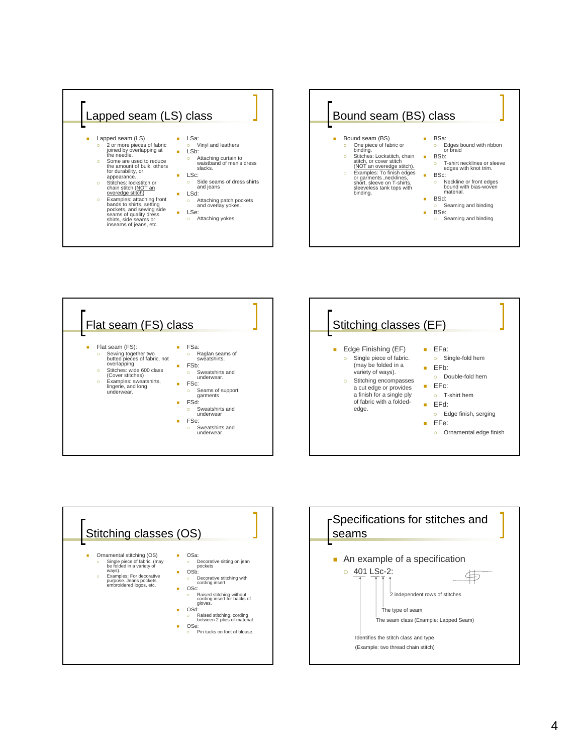## Lapped seam (LS) class

- Lapped seam (LS)
  - 2 or more pieces of fabric joined by overlapping at the needle.
  - Some are used to reduce the amount of bulk; others for durability, or appearance.
  - Stitches: lockstitch or chain stitch (NOT an overedge stitch)
  - Examples: attaching front bands to shirts, setting pockets, and sewing side seams of quality dress shirts, side seams or inseams of jeans, etc.
- LSa:
  - Vinyl and leathers
- LSb:
  - Attaching curtain to waistband of men's dress slacks.
- LSc:
  - Side seams of dress shirts and jeans
- LSd:
  - Attaching patch pockets and overlay yokes.
- LSe:
  - Attaching yokes

## Bound seam (BS) class

- Bound seam (BS)
  - One piece of fabric or binding.
  - Stitches: Lockstitch, chain stitch, or cover stitch (NOT an overedge stitch).
  - Examples: To finish edges or garments ,necklines, short, sleeve on T-shirts, sleeveless tank tops with binding.
- BSa:
  - Edges bound with ribbon or braid
- BSb:
  - T-shirt necklines or sleeve edges with knot trim.
- BSc:
  - Neckline or front edges bound with bias-woven material.
- BSd:
  - Seaming and binding
- BSe:
  - Seaming and binding

## Flat seam (FS) class

- Flat seam (FS):
  - Sewing together two butted pieces of fabric, not overlapping
  - Stitches: wide 600 class (Cover stitches)
  - Examples: sweatshirts, lingerie, and long underwear.
- FSa:
  - Raglan seams of sweatshirts.
- FSb:
  - Sweatshirts and underwear.
- FSc:
  - Seams of support garments
- FSd:
  - Sweatshirts and underwear
- FSe:
  - Sweatshirts and underwear

## Stitching classes (EF)

- Edge Finishing (EF)
  - Single piece of fabric. (may be folded in a variety of ways).
  - Stitching encompasses a cut edge or provides a finish for a single ply of fabric with a folded-edge.
- EFa:
  - Single-fold hem
- EFb:
  - Double-fold hem
- EFc:
  - T-shirt hem
- EFd:
  - Edge finish, serging
- EFe:
  - Ornamental edge finish

## Stitching classes (OS)

- Ornamental stitching (OS)
  - Single piece of fabric. (may be folded in a variety of ways).
  - Examples: For decorative purpose. Jeans pockets, embroidered logos, etc.
- OSa:
  - Decorative sitting on jean pockets
- OSb:
  - Decorative stitching with cording insert
- OSc:
  - Raised stitching without cording insert for backs of gloves.
- OSd:
  - Raised stitching, cording between 2 plies of material
- OSe:
  - Pin tucks on font of blouse.

## Specifications for stitches and seams

- An example of a specification
  - 401 LSc-2:
    - 2 independent rows of stitches
    - The type of seam
    - The seam class (Example: Lapped Seam)
    - Identifies the stitch class and type (Example: two thread chain stitch)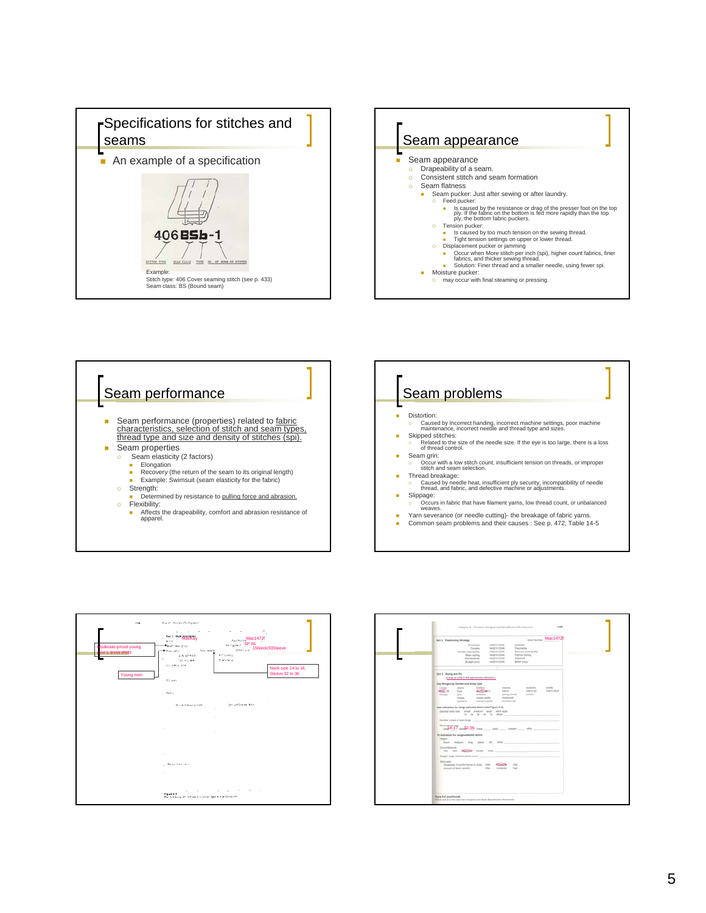## Specifications for stitches and seams

- An example of a specification

406 BSb-1

STITCH TYPE — SEAM CLASS — TYPE — NO. OF ROWS OF STITCH

Example:
Stitch type: 406 Cover seaming stitch (see p. 433)
Seam class: BS (Bound seam)

## Seam appearance

- Seam appearance
  - Drapeability of a seam.
  - Consistent stitch and seam formation
  - Seam flatness
    - Seam pucker: Just after sewing or after laundry.
      - Feed pucker:
        - Is caused by the resistance or drag of the presser foot on the top ply. If the fabric on the bottom is fed more rapidly than the top ply, the bottom fabric puckers.
      - Tension pucker:
        - Is caused by too much tension on the sewing thread.
        - Tight tension settings on upper or lower thread.
      - Displacement pucker or jamming
        - Occur when More stitch per inch (spi), higher count fabrics, finer fabrics, and thicker sewing thread.
        - Solution: Finer thread and a smaller needle, using fewer spi.
    - Moisture pucker:
      - may occur with final steaming or pressing.

## Seam performance

- Seam performance (properties) related to fabric characteristics, selection of stitch and seam types, thread type and size and density of stitches (spi).
- Seam properties
  - Seam elasticity (2 factors)
    - Elongation
    - Recovery (the return of the seam to its original length)
    - Example: Swimsuit (seam elasticity for the fabric)
  - Strength:
    - Determined by resistance to pulling force and abrasion.
  - Flexibility:
    - Affects the drapeability, comfort and abrasion resistance of apparel.

## Seam problems

- Distortion:
  - Caused by Incorrect handing, incorrect machine settings, poor machine maintenance, incorrect needle and thread type and sizes.
- Skipped stitches:
  - Related to the size of the needle size. If the eye is too large, there is a loss of thread control.
- Seam grin:
  - Occur with a low stitch count, insufficient tension on threads, or improper stitch and seam selection.
- Thread breakage:
  - Caused by needle heat, insufficient ply security, incompatibility of needle thread, and fabric, and defective machine or adjustments.
- Slippage:
  - Occurs in fabric that have filament yarns, low thread count, or unbalanced weaves.
- Yarn severance (or needle cutting)- the breakage of fabric yarns.
- Common seam problems and their causes : See p. 472, Table 14-5

Moderate-priced young men's dress shirts

Young men

MacKay

Mac1472f

SP 06

15Neck/33Sleeve

Neck size 14 to 16, Sleeve 32 to 36

Mac1472f

14-17

32-36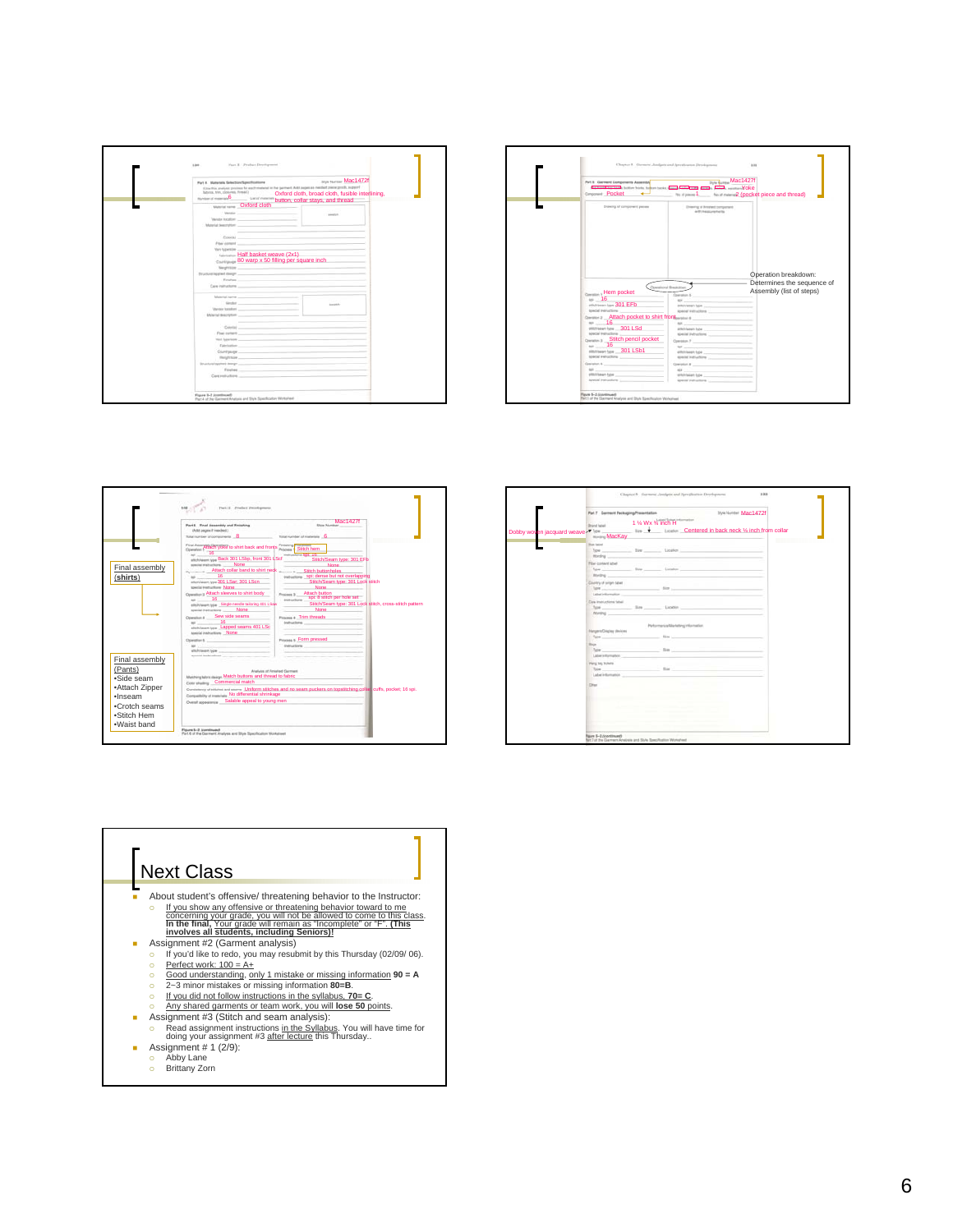Part 4 Materials Selection/Specifications

Style Number Mac1472f

Oxford cloth, broad cloth, fusible interlining, button, collar stays, and thread

Number of materials 6

Material name Oxford cloth

Fabrication Half basket weave (2x1)

Count/gauge 80 warp x 50 filling per square inch

Figure 5-2 (continued)
Part 4 of the Garment Analysis and Style Specification Worksheet

---

Part 5 Garment Components Assembly

Style Number Mac1427f

Yoke

Component Pocket

No. of materials 2 (pocket piece and thread)

Operation breakdown: Determines the sequence of Assembly (list of steps)

Operation 1 Hem pocket
spi 16
stitch/seam type 301 EFb

Operation 2 Attach pocket to shirt front
spi 16
stitch/seam type 301 LSd

Operation 3 Stitch pencil pocket
spi 16
stitch/seam type 301 LSb1

Figure 5-2 (continued)
Part 5 of the Garment Analysis and Style Specification Worksheet

---

Part 6 Final Assembly and Finishing

Style Number Mac1427f

Total number of components 8

Total number of materials 6

Operation 1 Attach yoke to shirt back and fronts
spi 16
stitch/seam type Back 301 LSbp, front 301 LSd
special instructions None

Operation 2 Attach collar band to shirt neck
spi 16
stitch/seam type 301 LSac, 301 LScn
special instructions None

Operation 3 Attach sleeves to shirt body
spi 16
stitch/seam type Single needle tacking 301 LSak
special instructions None

Operation 4 Sew side seams
spi 16
stitch/seam type Lapped seams 401 LSc
special instructions None

Process 1 Stitch hem
Stitch/Seam type: 301 EFb
special instructions None

Process 2 Stitch buttonholes
Instructions spi: dense but not overlapping
Stitch/Seam type: 301 Lock stitch
None

Process 3 Attach button
spi: 8 stitch per hole set
Stitch/Seam type: 301 Lock stitch, cross-stitch pattern
None

Process 4 Trim threads

Process 5 Form pressed

Final assembly (shirts)

Final assembly (Pants)
- Side seam
- Attach Zipper
- Inseam
- Crotch seams
- Stitch Hem
- Waist band

Analysis of Finished Garment

Matching fabric design Match buttons and thread to fabric

Color shading Commercial match

Consistency of stitches and seams Uniform stitches and no seam puckers on topstitching collar, cuffs, pocket; 16 spi.

Compatibility of materials No differential shrinkage

Overall appearance Suitable appeal to young men

Figure 5-2 (continued)
Part 6 of the Garment Analysis and Style Specification Worksheet

---

Part 7 Garment Packaging/Presentation

Style Number Mac1427f

Dobby woven jacquard weave

Brand label
Size 1 ¼ W x ¾ inch H
Location Centered in back neck ¼ inch from collar
Wording MacKay

Figure 5-2 (continued)
Part 7 of the Garment Analysis and Style Specification Worksheet

---

# Next Class

- About student's offensive/ threatening behavior to the Instructor:
  - If you show any offensive or threatening behavior toward to me concerning your grade, you will not be allowed to come to this class. **In the final,** Your grade will remain as "Incomplete" or "F". **(This involves all students, including Seniors)!**
- Assignment #2 (Garment analysis)
  - If you'd like to redo, you may resubmit by this Thursday (02/09/ 06).
  - Perfect work: 100 = A+
  - Good understanding, only 1 mistake or missing information **90 = A**
  - 2~3 minor mistakes or missing information **80=B**.
  - If you did not follow instructions in the syllabus, **70= C**.
  - Any shared garments or team work, you will **lose 50** points.
- Assignment #3 (Stitch and seam analysis):
  - Read assignment instructions in the Syllabus. You will have time for doing your assignment #3 after lecture this Thursday..
- Assignment # 1 (2/9):
  - Abby Lane
  - Brittany Zorn